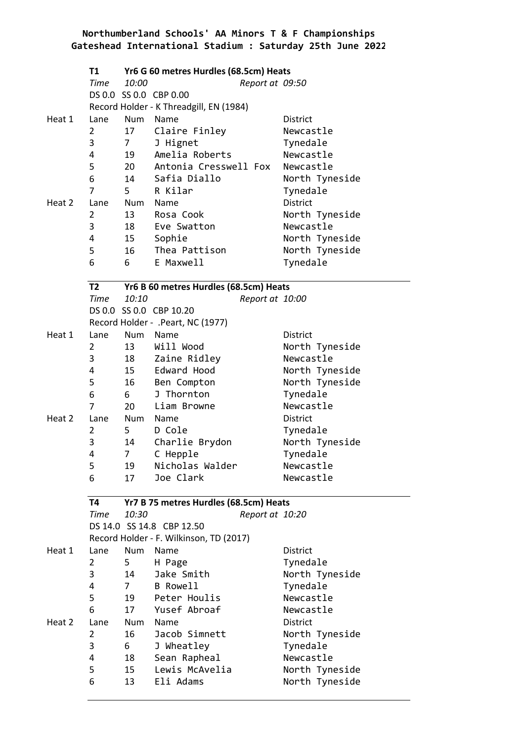# Northumberland Schools' AA Minors T & F Championships
## Gateshead International Stadium : Saturday 25th June 2022

### T1 Yr6 G 60 metres Hurdles (68.5cm) Heats

*Time* *10:00* *Report at 09:50*

DS 0.0 SS 0.0 CBP 0.00

Record Holder - K Threadgill, EN (1984)

| | Lane | Num | Name | District |
|---|---|---|---|---|
| Heat 1 | Lane | Num | Name | District |
| | 2 | 17 | Claire Finley | Newcastle |
| | 3 | 7 | J Hignet | Tynedale |
| | 4 | 19 | Amelia Roberts | Newcastle |
| | 5 | 20 | Antonia Cresswell Fox | Newcastle |
| | 6 | 14 | Safia Diallo | North Tyneside |
| | 7 | 5 | R Kilar | Tynedale |
| Heat 2 | Lane | Num | Name | District |
| | 2 | 13 | Rosa Cook | North Tyneside |
| | 3 | 18 | Eve Swatton | Newcastle |
| | 4 | 15 | Sophie | North Tyneside |
| | 5 | 16 | Thea Pattison | North Tyneside |
| | 6 | 6 | E Maxwell | Tynedale |

### T2 Yr6 B 60 metres Hurdles (68.5cm) Heats

*Time* *10:10* *Report at 10:00*

DS 0.0 SS 0.0 CBP 10.20

Record Holder - .Peart, NC (1977)

| | Lane | Num | Name | District |
|---|---|---|---|---|
| Heat 1 | Lane | Num | Name | District |
| | 2 | 13 | Will Wood | North Tyneside |
| | 3 | 18 | Zaine Ridley | Newcastle |
| | 4 | 15 | Edward Hood | North Tyneside |
| | 5 | 16 | Ben Compton | North Tyneside |
| | 6 | 6 | J Thornton | Tynedale |
| | 7 | 20 | Liam Browne | Newcastle |
| Heat 2 | Lane | Num | Name | District |
| | 2 | 5 | D Cole | Tynedale |
| | 3 | 14 | Charlie Brydon | North Tyneside |
| | 4 | 7 | C Hepple | Tynedale |
| | 5 | 19 | Nicholas Walder | Newcastle |
| | 6 | 17 | Joe Clark | Newcastle |

### T4 Yr7 B 75 metres Hurdles (68.5cm) Heats

*Time* *10:30* *Report at 10:20*

DS 14.0 SS 14.8 CBP 12.50

Record Holder - F. Wilkinson, TD (2017)

| | Lane | Num | Name | District |
|---|---|---|---|---|
| Heat 1 | Lane | Num | Name | District |
| | 2 | 5 | H Page | Tynedale |
| | 3 | 14 | Jake Smith | North Tyneside |
| | 4 | 7 | B Rowell | Tynedale |
| | 5 | 19 | Peter Houlis | Newcastle |
| | 6 | 17 | Yusef Abroaf | Newcastle |
| Heat 2 | Lane | Num | Name | District |
| | 2 | 16 | Jacob Simnett | North Tyneside |
| | 3 | 6 | J Wheatley | Tynedale |
| | 4 | 18 | Sean Rapheal | Newcastle |
| | 5 | 15 | Lewis McAvelia | North Tyneside |
| | 6 | 13 | Eli Adams | North Tyneside |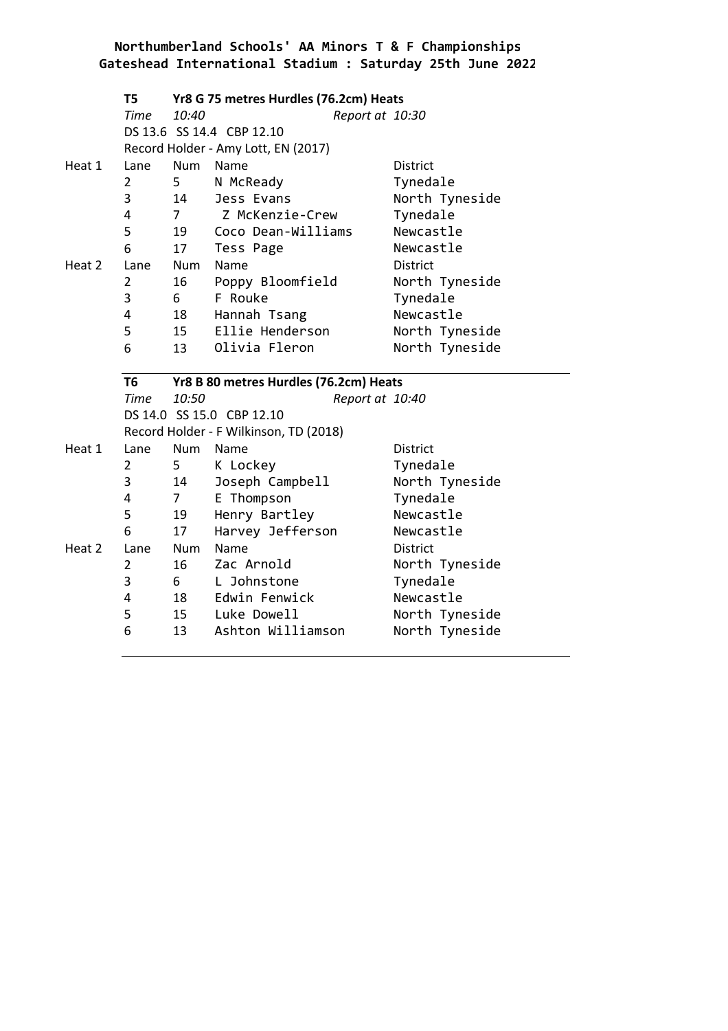**Northumberland Schools' AA Minors T & F Championships**
**Gateshead International Stadium : Saturday 25th June 2022**

### T5 Yr8 G 75 metres Hurdles (76.2cm) Heats

*Time* *10:40* *Report at 10:30*

DS 13.6 SS 14.4 CBP 12.10

Record Holder - Amy Lott, EN (2017)

| Heat | Lane | Num | Name | District |
|---|---|---|---|---|
| Heat 1 | 2 | 5 | N McReady | Tynedale |
| | 3 | 14 | Jess Evans | North Tyneside |
| | 4 | 7 | Z McKenzie-Crew | Tynedale |
| | 5 | 19 | Coco Dean-Williams | Newcastle |
| | 6 | 17 | Tess Page | Newcastle |
| Heat 2 | 2 | 16 | Poppy Bloomfield | North Tyneside |
| | 3 | 6 | F Rouke | Tynedale |
| | 4 | 18 | Hannah Tsang | Newcastle |
| | 5 | 15 | Ellie Henderson | North Tyneside |
| | 6 | 13 | Olivia Fleron | North Tyneside |

### T6 Yr8 B 80 metres Hurdles (76.2cm) Heats

*Time* *10:50* *Report at 10:40*

DS 14.0 SS 15.0 CBP 12.10

Record Holder - F Wilkinson, TD (2018)

| Heat | Lane | Num | Name | District |
|---|---|---|---|---|
| Heat 1 | 2 | 5 | K Lockey | Tynedale |
| | 3 | 14 | Joseph Campbell | North Tyneside |
| | 4 | 7 | E Thompson | Tynedale |
| | 5 | 19 | Henry Bartley | Newcastle |
| | 6 | 17 | Harvey Jefferson | Newcastle |
| Heat 2 | 2 | 16 | Zac Arnold | North Tyneside |
| | 3 | 6 | L Johnstone | Tynedale |
| | 4 | 18 | Edwin Fenwick | Newcastle |
| | 5 | 15 | Luke Dowell | North Tyneside |
| | 6 | 13 | Ashton Williamson | North Tyneside |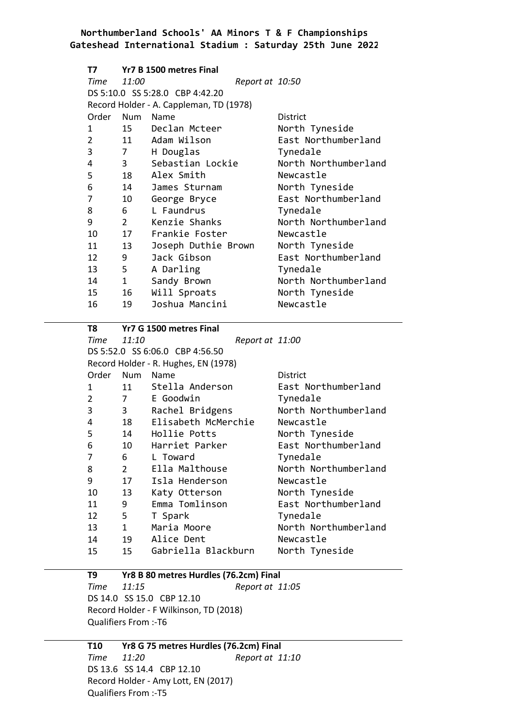**Northumberland Schools' AA Minors T & F Championships**
**Gateshead International Stadium : Saturday 25th June 2022**

### T7 Yr7 B 1500 metres Final

*Time* *11:00* *Report at 10:50*

DS 5:10.0 SS 5:28.0 CBP 4:42.20

Record Holder - A. Cappleman, TD (1978)

| Order | Num | Name | District |
|---|---|---|---|
| 1 | 15 | Declan Mcteer | North Tyneside |
| 2 | 11 | Adam Wilson | East Northumberland |
| 3 | 7 | H Douglas | Tynedale |
| 4 | 3 | Sebastian Lockie | North Northumberland |
| 5 | 18 | Alex Smith | Newcastle |
| 6 | 14 | James Sturnam | North Tyneside |
| 7 | 10 | George Bryce | East Northumberland |
| 8 | 6 | L Faundrus | Tynedale |
| 9 | 2 | Kenzie Shanks | North Northumberland |
| 10 | 17 | Frankie Foster | Newcastle |
| 11 | 13 | Joseph Duthie Brown | North Tyneside |
| 12 | 9 | Jack Gibson | East Northumberland |
| 13 | 5 | A Darling | Tynedale |
| 14 | 1 | Sandy Brown | North Northumberland |
| 15 | 16 | Will Sproats | North Tyneside |
| 16 | 19 | Joshua Mancini | Newcastle |

### T8 Yr7 G 1500 metres Final

*Time* *11:10* *Report at 11:00*

DS 5:52.0 SS 6:06.0 CBP 4:56.50

Record Holder - R. Hughes, EN (1978)

| Order | Num | Name | District |
|---|---|---|---|
| 1 | 11 | Stella Anderson | East Northumberland |
| 2 | 7 | E Goodwin | Tynedale |
| 3 | 3 | Rachel Bridgens | North Northumberland |
| 4 | 18 | Elisabeth McMerchie | Newcastle |
| 5 | 14 | Hollie Potts | North Tyneside |
| 6 | 10 | Harriet Parker | East Northumberland |
| 7 | 6 | L Toward | Tynedale |
| 8 | 2 | Ella Malthouse | North Northumberland |
| 9 | 17 | Isla Henderson | Newcastle |
| 10 | 13 | Katy Otterson | North Tyneside |
| 11 | 9 | Emma Tomlinson | East Northumberland |
| 12 | 5 | T Spark | Tynedale |
| 13 | 1 | Maria Moore | North Northumberland |
| 14 | 19 | Alice Dent | Newcastle |
| 15 | 15 | Gabriella Blackburn | North Tyneside |

### T9 Yr8 B 80 metres Hurdles (76.2cm) Final

*Time* *11:15* *Report at 11:05*

DS 14.0 SS 15.0 CBP 12.10

Record Holder - F Wilkinson, TD (2018)

Qualifiers From :-T6

### T10 Yr8 G 75 metres Hurdles (76.2cm) Final

*Time* *11:20* *Report at 11:10*

DS 13.6 SS 14.4 CBP 12.10

Record Holder - Amy Lott, EN (2017)

Qualifiers From :-T5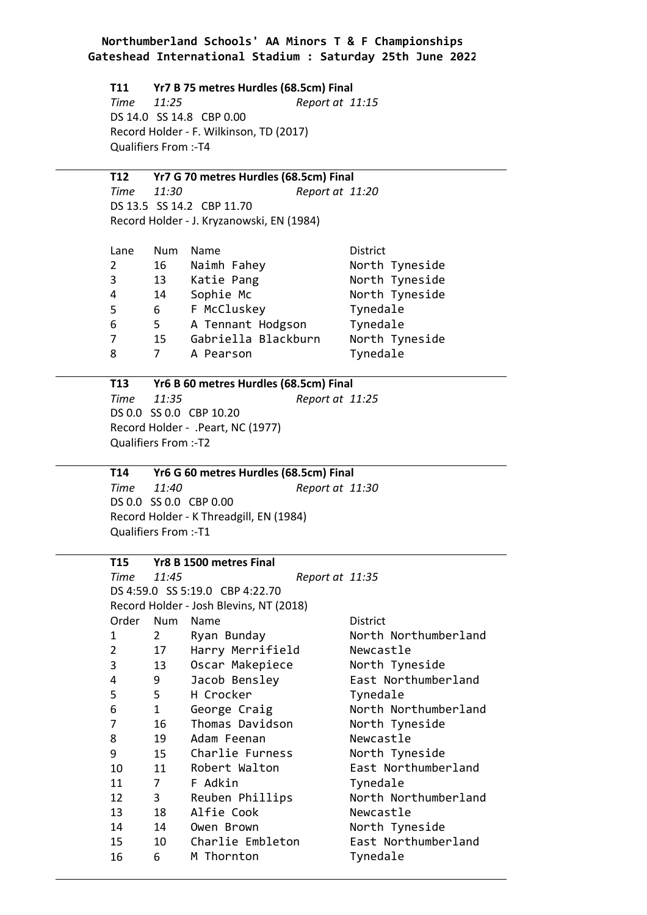**Northumberland Schools' AA Minors T & F Championships**
**Gateshead International Stadium : Saturday 25th June 2022**

---

### T11 Yr7 B 75 metres Hurdles (68.5cm) Final

*Time 11:25* *Report at 11:15*

DS 14.0 SS 14.8 CBP 0.00

Record Holder - F. Wilkinson, TD (2017)

Qualifiers From :-T4

---

### T12 Yr7 G 70 metres Hurdles (68.5cm) Final

*Time 11:30* *Report at 11:20*

DS 13.5 SS 14.2 CBP 11.70

Record Holder - J. Kryzanowski, EN (1984)

| Lane | Num | Name | District |
|---|---|---|---|
| 2 | 16 | Naimh Fahey | North Tyneside |
| 3 | 13 | Katie Pang | North Tyneside |
| 4 | 14 | Sophie Mc | North Tyneside |
| 5 | 6 | F McCluskey | Tynedale |
| 6 | 5 | A Tennant Hodgson | Tynedale |
| 7 | 15 | Gabriella Blackburn | North Tyneside |
| 8 | 7 | A Pearson | Tynedale |

---

### T13 Yr6 B 60 metres Hurdles (68.5cm) Final

*Time 11:35* *Report at 11:25*

DS 0.0 SS 0.0 CBP 10.20

Record Holder - .Peart, NC (1977)

Qualifiers From :-T2

---

### T14 Yr6 G 60 metres Hurdles (68.5cm) Final

*Time 11:40* *Report at 11:30*

DS 0.0 SS 0.0 CBP 0.00

Record Holder - K Threadgill, EN (1984)

Qualifiers From :-T1

---

### T15 Yr8 B 1500 metres Final

*Time 11:45* *Report at 11:35*

DS 4:59.0 SS 5:19.0 CBP 4:22.70

Record Holder - Josh Blevins, NT (2018)

| Order | Num | Name | District |
|---|---|---|---|
| 1 | 2 | Ryan Bunday | North Northumberland |
| 2 | 17 | Harry Merrifield | Newcastle |
| 3 | 13 | Oscar Makepiece | North Tyneside |
| 4 | 9 | Jacob Bensley | East Northumberland |
| 5 | 5 | H Crocker | Tynedale |
| 6 | 1 | George Craig | North Northumberland |
| 7 | 16 | Thomas Davidson | North Tyneside |
| 8 | 19 | Adam Feenan | Newcastle |
| 9 | 15 | Charlie Furness | North Tyneside |
| 10 | 11 | Robert Walton | East Northumberland |
| 11 | 7 | F Adkin | Tynedale |
| 12 | 3 | Reuben Phillips | North Northumberland |
| 13 | 18 | Alfie Cook | Newcastle |
| 14 | 14 | Owen Brown | North Tyneside |
| 15 | 10 | Charlie Embleton | East Northumberland |
| 16 | 6 | M Thornton | Tynedale |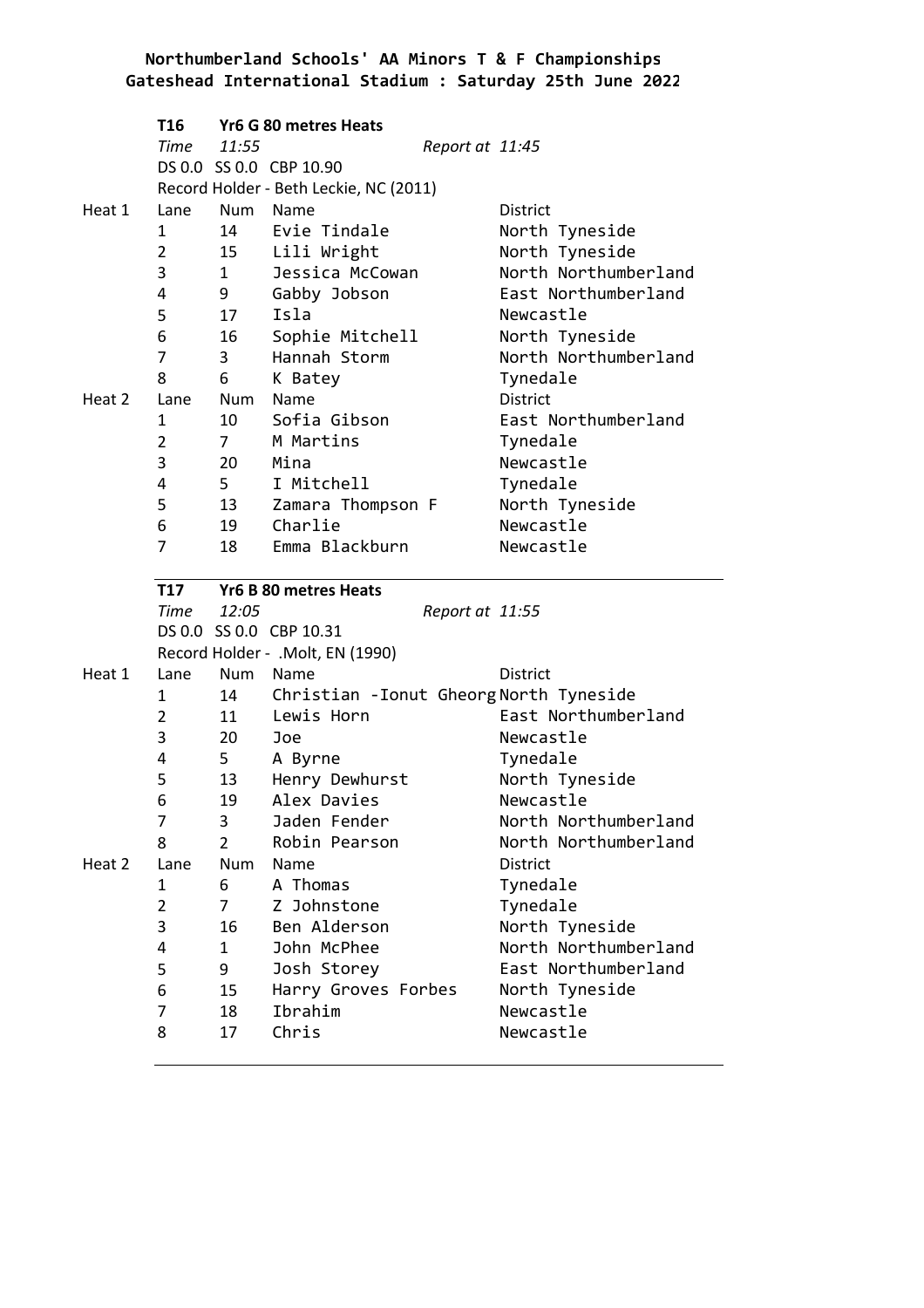**Northumberland Schools' AA Minors T & F Championships**
**Gateshead International Stadium : Saturday 25th June 2022**

**T16 Yr6 G 80 metres Heats**

*Time 11:55* *Report at 11:45*

DS 0.0 SS 0.0 CBP 10.90

Record Holder - Beth Leckie, NC (2011)

| | Lane | Num | Name | District |
|---|---|---|---|---|
| Heat 1 | 1 | 14 | Evie Tindale | North Tyneside |
| | 2 | 15 | Lili Wright | North Tyneside |
| | 3 | 1 | Jessica McCowan | North Northumberland |
| | 4 | 9 | Gabby Jobson | East Northumberland |
| | 5 | 17 | Isla | Newcastle |
| | 6 | 16 | Sophie Mitchell | North Tyneside |
| | 7 | 3 | Hannah Storm | North Northumberland |
| | 8 | 6 | K Batey | Tynedale |
| Heat 2 | 1 | 10 | Sofia Gibson | East Northumberland |
| | 2 | 7 | M Martins | Tynedale |
| | 3 | 20 | Mina | Newcastle |
| | 4 | 5 | I Mitchell | Tynedale |
| | 5 | 13 | Zamara Thompson F | North Tyneside |
| | 6 | 19 | Charlie | Newcastle |
| | 7 | 18 | Emma Blackburn | Newcastle |

**T17 Yr6 B 80 metres Heats**

*Time 12:05* *Report at 11:55*

DS 0.0 SS 0.0 CBP 10.31

Record Holder - .Molt, EN (1990)

| | Lane | Num | Name | District |
|---|---|---|---|---|
| Heat 1 | 1 | 14 | Christian -Ionut Gheorg | North Tyneside |
| | 2 | 11 | Lewis Horn | East Northumberland |
| | 3 | 20 | Joe | Newcastle |
| | 4 | 5 | A Byrne | Tynedale |
| | 5 | 13 | Henry Dewhurst | North Tyneside |
| | 6 | 19 | Alex Davies | Newcastle |
| | 7 | 3 | Jaden Fender | North Northumberland |
| | 8 | 2 | Robin Pearson | North Northumberland |
| Heat 2 | 1 | 6 | A Thomas | Tynedale |
| | 2 | 7 | Z Johnstone | Tynedale |
| | 3 | 16 | Ben Alderson | North Tyneside |
| | 4 | 1 | John McPhee | North Northumberland |
| | 5 | 9 | Josh Storey | East Northumberland |
| | 6 | 15 | Harry Groves Forbes | North Tyneside |
| | 7 | 18 | Ibrahim | Newcastle |
| | 8 | 17 | Chris | Newcastle |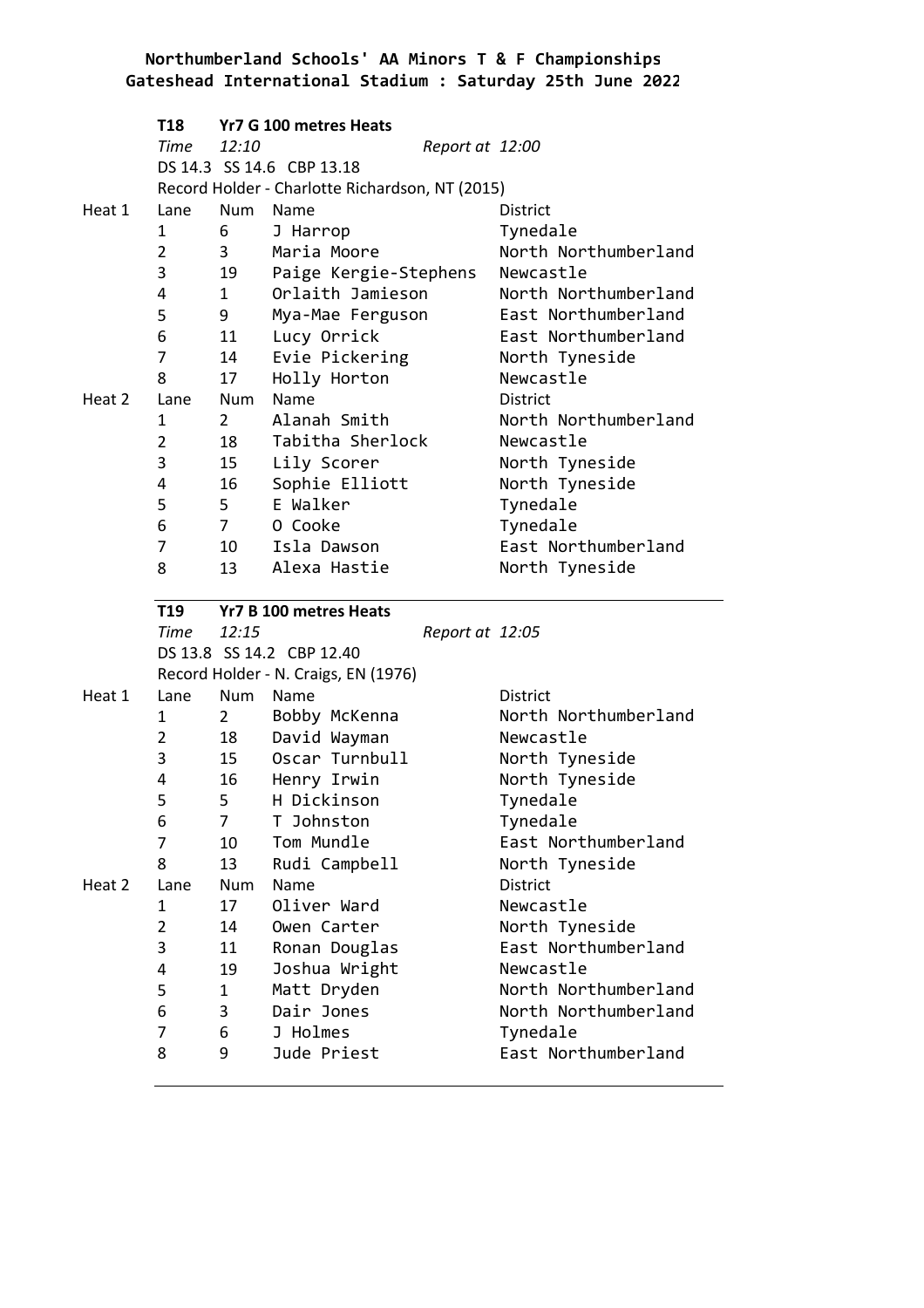**Northumberland Schools' AA Minors T & F Championships**
**Gateshead International Stadium : Saturday 25th June 2022**

### T18 Yr7 G 100 metres Heats

*Time* *12:10* *Report at 12:00*

DS 14.3 SS 14.6 CBP 13.18

Record Holder - Charlotte Richardson, NT (2015)

| | Lane | Num | Name | District |
|---|---|---|---|---|
| Heat 1 | 1 | 6 | J Harrop | Tynedale |
| | 2 | 3 | Maria Moore | North Northumberland |
| | 3 | 19 | Paige Kergie-Stephens | Newcastle |
| | 4 | 1 | Orlaith Jamieson | North Northumberland |
| | 5 | 9 | Mya-Mae Ferguson | East Northumberland |
| | 6 | 11 | Lucy Orrick | East Northumberland |
| | 7 | 14 | Evie Pickering | North Tyneside |
| | 8 | 17 | Holly Horton | Newcastle |
| Heat 2 | Lane | Num | Name | District |
| | 1 | 2 | Alanah Smith | North Northumberland |
| | 2 | 18 | Tabitha Sherlock | Newcastle |
| | 3 | 15 | Lily Scorer | North Tyneside |
| | 4 | 16 | Sophie Elliott | North Tyneside |
| | 5 | 5 | E Walker | Tynedale |
| | 6 | 7 | O Cooke | Tynedale |
| | 7 | 10 | Isla Dawson | East Northumberland |
| | 8 | 13 | Alexa Hastie | North Tyneside |

### T19 Yr7 B 100 metres Heats

*Time* *12:15* *Report at 12:05*

DS 13.8 SS 14.2 CBP 12.40

Record Holder - N. Craigs, EN (1976)

| | Lane | Num | Name | District |
|---|---|---|---|---|
| Heat 1 | 1 | 2 | Bobby McKenna | North Northumberland |
| | 2 | 18 | David Wayman | Newcastle |
| | 3 | 15 | Oscar Turnbull | North Tyneside |
| | 4 | 16 | Henry Irwin | North Tyneside |
| | 5 | 5 | H Dickinson | Tynedale |
| | 6 | 7 | T Johnston | Tynedale |
| | 7 | 10 | Tom Mundle | East Northumberland |
| | 8 | 13 | Rudi Campbell | North Tyneside |
| Heat 2 | Lane | Num | Name | District |
| | 1 | 17 | Oliver Ward | Newcastle |
| | 2 | 14 | Owen Carter | North Tyneside |
| | 3 | 11 | Ronan Douglas | East Northumberland |
| | 4 | 19 | Joshua Wright | Newcastle |
| | 5 | 1 | Matt Dryden | North Northumberland |
| | 6 | 3 | Dair Jones | North Northumberland |
| | 7 | 6 | J Holmes | Tynedale |
| | 8 | 9 | Jude Priest | East Northumberland |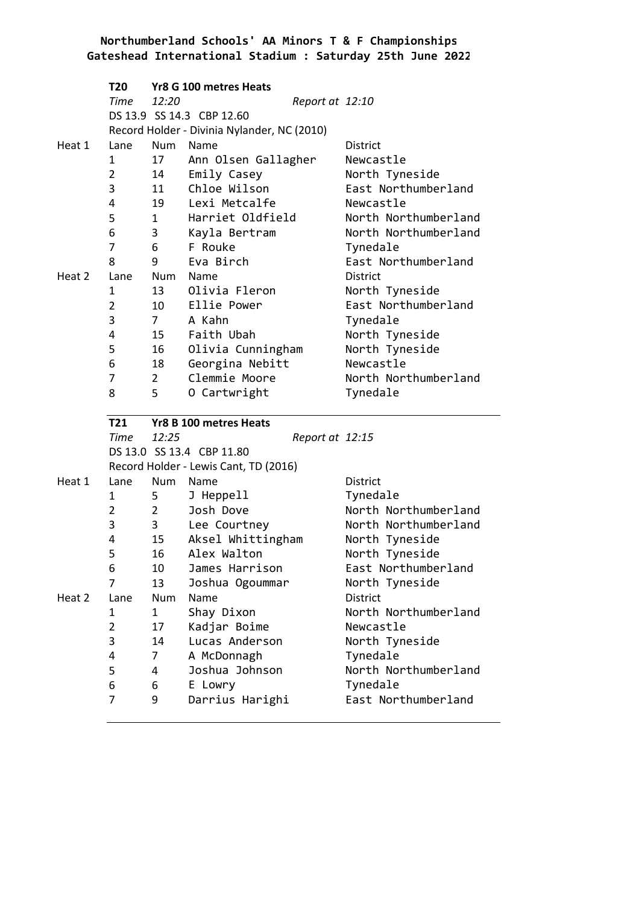**Northumberland Schools' AA Minors T & F Championships**
**Gateshead International Stadium : Saturday 25th June 2022**

**T20 Yr8 G 100 metres Heats**

*Time 12:20* *Report at 12:10*

DS 13.9 SS 14.3 CBP 12.60

Record Holder - Divinia Nylander, NC (2010)

| Heat | Lane | Num | Name | District |
|---|---|---|---|---|
| Heat 1 | 1 | 17 | Ann Olsen Gallagher | Newcastle |
| | 2 | 14 | Emily Casey | North Tyneside |
| | 3 | 11 | Chloe Wilson | East Northumberland |
| | 4 | 19 | Lexi Metcalfe | Newcastle |
| | 5 | 1 | Harriet Oldfield | North Northumberland |
| | 6 | 3 | Kayla Bertram | North Northumberland |
| | 7 | 6 | F Rouke | Tynedale |
| | 8 | 9 | Eva Birch | East Northumberland |
| Heat 2 | 1 | 13 | Olivia Fleron | North Tyneside |
| | 2 | 10 | Ellie Power | East Northumberland |
| | 3 | 7 | A Kahn | Tynedale |
| | 4 | 15 | Faith Ubah | North Tyneside |
| | 5 | 16 | Olivia Cunningham | North Tyneside |
| | 6 | 18 | Georgina Nebitt | Newcastle |
| | 7 | 2 | Clemmie Moore | North Northumberland |
| | 8 | 5 | O Cartwright | Tynedale |

**T21 Yr8 B 100 metres Heats**

*Time 12:25* *Report at 12:15*

DS 13.0 SS 13.4 CBP 11.80

Record Holder - Lewis Cant, TD (2016)

| Heat | Lane | Num | Name | District |
|---|---|---|---|---|
| Heat 1 | 1 | 5 | J Heppell | Tynedale |
| | 2 | 2 | Josh Dove | North Northumberland |
| | 3 | 3 | Lee Courtney | North Northumberland |
| | 4 | 15 | Aksel Whittingham | North Tyneside |
| | 5 | 16 | Alex Walton | North Tyneside |
| | 6 | 10 | James Harrison | East Northumberland |
| | 7 | 13 | Joshua Ogoummar | North Tyneside |
| Heat 2 | 1 | 1 | Shay Dixon | North Northumberland |
| | 2 | 17 | Kadjar Boime | Newcastle |
| | 3 | 14 | Lucas Anderson | North Tyneside |
| | 4 | 7 | A McDonnagh | Tynedale |
| | 5 | 4 | Joshua Johnson | North Northumberland |
| | 6 | 6 | E Lowry | Tynedale |
| | 7 | 9 | Darrius Harighi | East Northumberland |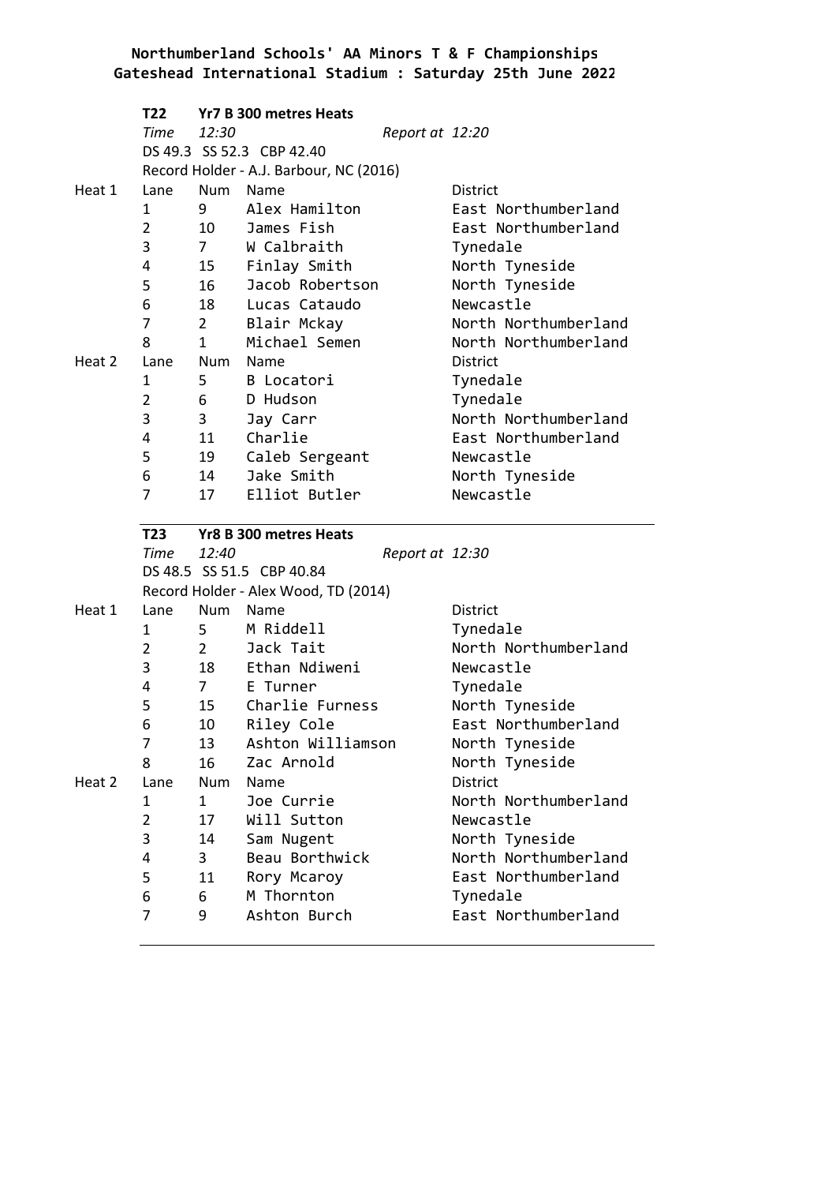**Northumberland Schools' AA Minors T & F Championships**
**Gateshead International Stadium : Saturday 25th June 2022**

### T22 Yr7 B 300 metres Heats

*Time 12:30* *Report at 12:20*

DS 49.3 SS 52.3 CBP 42.40

Record Holder - A.J. Barbour, NC (2016)

| Heat | Lane | Num | Name | District |
|---|---|---|---|---|
| Heat 1 | 1 | 9 | Alex Hamilton | East Northumberland |
| | 2 | 10 | James Fish | East Northumberland |
| | 3 | 7 | W Calbraith | Tynedale |
| | 4 | 15 | Finlay Smith | North Tyneside |
| | 5 | 16 | Jacob Robertson | North Tyneside |
| | 6 | 18 | Lucas Cataudo | Newcastle |
| | 7 | 2 | Blair Mckay | North Northumberland |
| | 8 | 1 | Michael Semen | North Northumberland |
| Heat 2 | 1 | 5 | B Locatori | Tynedale |
| | 2 | 6 | D Hudson | Tynedale |
| | 3 | 3 | Jay Carr | North Northumberland |
| | 4 | 11 | Charlie | East Northumberland |
| | 5 | 19 | Caleb Sergeant | Newcastle |
| | 6 | 14 | Jake Smith | North Tyneside |
| | 7 | 17 | Elliot Butler | Newcastle |

### T23 Yr8 B 300 metres Heats

*Time 12:40* *Report at 12:30*

DS 48.5 SS 51.5 CBP 40.84

Record Holder - Alex Wood, TD (2014)

| Heat | Lane | Num | Name | District |
|---|---|---|---|---|
| Heat 1 | 1 | 5 | M Riddell | Tynedale |
| | 2 | 2 | Jack Tait | North Northumberland |
| | 3 | 18 | Ethan Ndiweni | Newcastle |
| | 4 | 7 | E Turner | Tynedale |
| | 5 | 15 | Charlie Furness | North Tyneside |
| | 6 | 10 | Riley Cole | East Northumberland |
| | 7 | 13 | Ashton Williamson | North Tyneside |
| | 8 | 16 | Zac Arnold | North Tyneside |
| Heat 2 | 1 | 1 | Joe Currie | North Northumberland |
| | 2 | 17 | Will Sutton | Newcastle |
| | 3 | 14 | Sam Nugent | North Tyneside |
| | 4 | 3 | Beau Borthwick | North Northumberland |
| | 5 | 11 | Rory Mcaroy | East Northumberland |
| | 6 | 6 | M Thornton | Tynedale |
| | 7 | 9 | Ashton Burch | East Northumberland |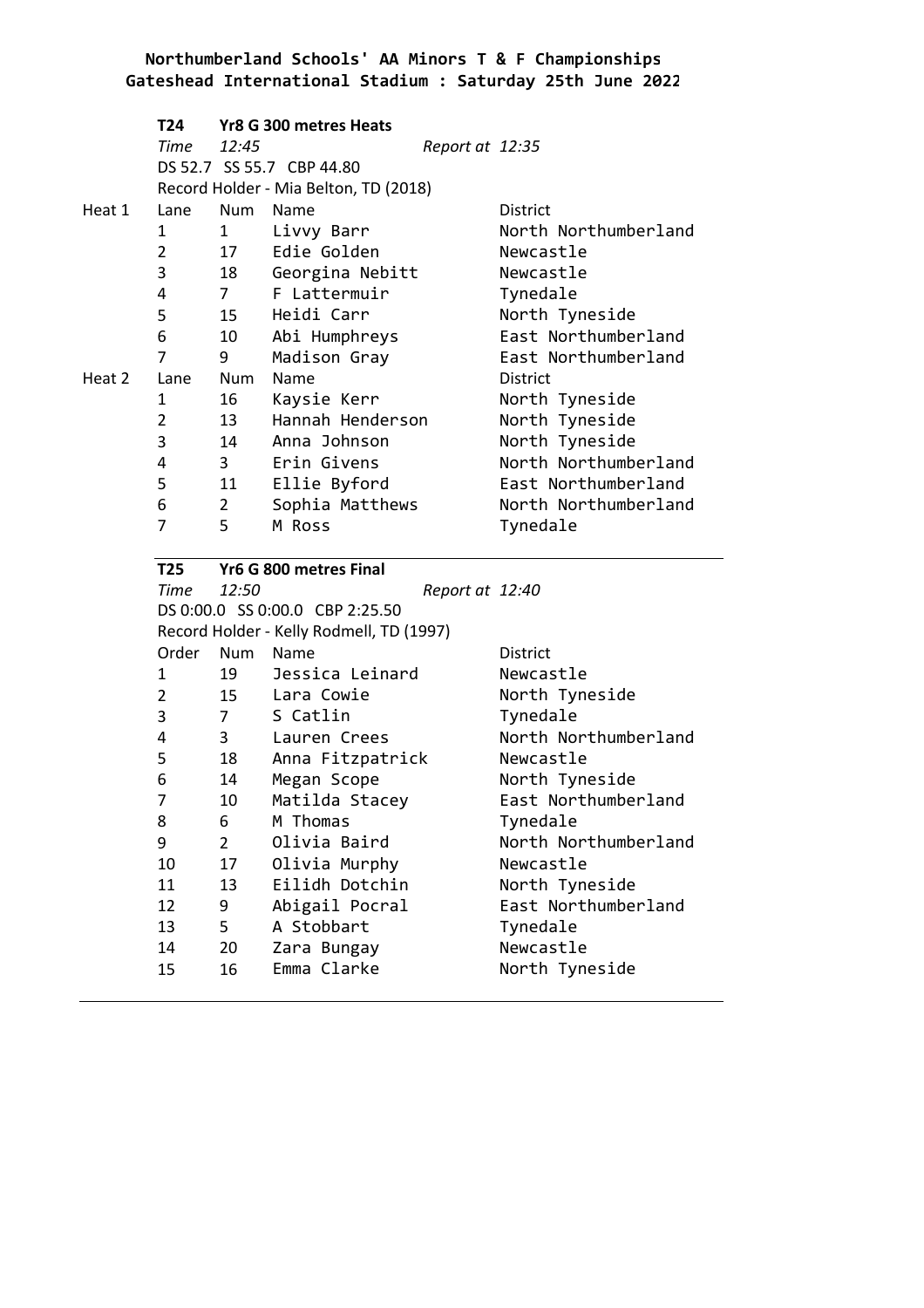**Northumberland Schools' AA Minors T & F Championships**
**Gateshead International Stadium : Saturday 25th June 2022**

**T24 Yr8 G 300 metres Heats**

*Time 12:45* *Report at 12:35*

DS 52.7 SS 55.7 CBP 44.80

Record Holder - Mia Belton, TD (2018)

| | Lane | Num | Name | District |
|---|---|---|---|---|
| Heat 1 | 1 | 1 | Livvy Barr | North Northumberland |
| | 2 | 17 | Edie Golden | Newcastle |
| | 3 | 18 | Georgina Nebitt | Newcastle |
| | 4 | 7 | F Lattermuir | Tynedale |
| | 5 | 15 | Heidi Carr | North Tyneside |
| | 6 | 10 | Abi Humphreys | East Northumberland |
| | 7 | 9 | Madison Gray | East Northumberland |
| Heat 2 | Lane | Num | Name | District |
| | 1 | 16 | Kaysie Kerr | North Tyneside |
| | 2 | 13 | Hannah Henderson | North Tyneside |
| | 3 | 14 | Anna Johnson | North Tyneside |
| | 4 | 3 | Erin Givens | North Northumberland |
| | 5 | 11 | Ellie Byford | East Northumberland |
| | 6 | 2 | Sophia Matthews | North Northumberland |
| | 7 | 5 | M Ross | Tynedale |

**T25 Yr6 G 800 metres Final**

*Time 12:50* *Report at 12:40*

DS 0:00.0 SS 0:00.0 CBP 2:25.50

Record Holder - Kelly Rodmell, TD (1997)

| Order | Num | Name | District |
|---|---|---|---|
| 1 | 19 | Jessica Leinard | Newcastle |
| 2 | 15 | Lara Cowie | North Tyneside |
| 3 | 7 | S Catlin | Tynedale |
| 4 | 3 | Lauren Crees | North Northumberland |
| 5 | 18 | Anna Fitzpatrick | Newcastle |
| 6 | 14 | Megan Scope | North Tyneside |
| 7 | 10 | Matilda Stacey | East Northumberland |
| 8 | 6 | M Thomas | Tynedale |
| 9 | 2 | Olivia Baird | North Northumberland |
| 10 | 17 | Olivia Murphy | Newcastle |
| 11 | 13 | Eilidh Dotchin | North Tyneside |
| 12 | 9 | Abigail Pocral | East Northumberland |
| 13 | 5 | A Stobbart | Tynedale |
| 14 | 20 | Zara Bungay | Newcastle |
| 15 | 16 | Emma Clarke | North Tyneside |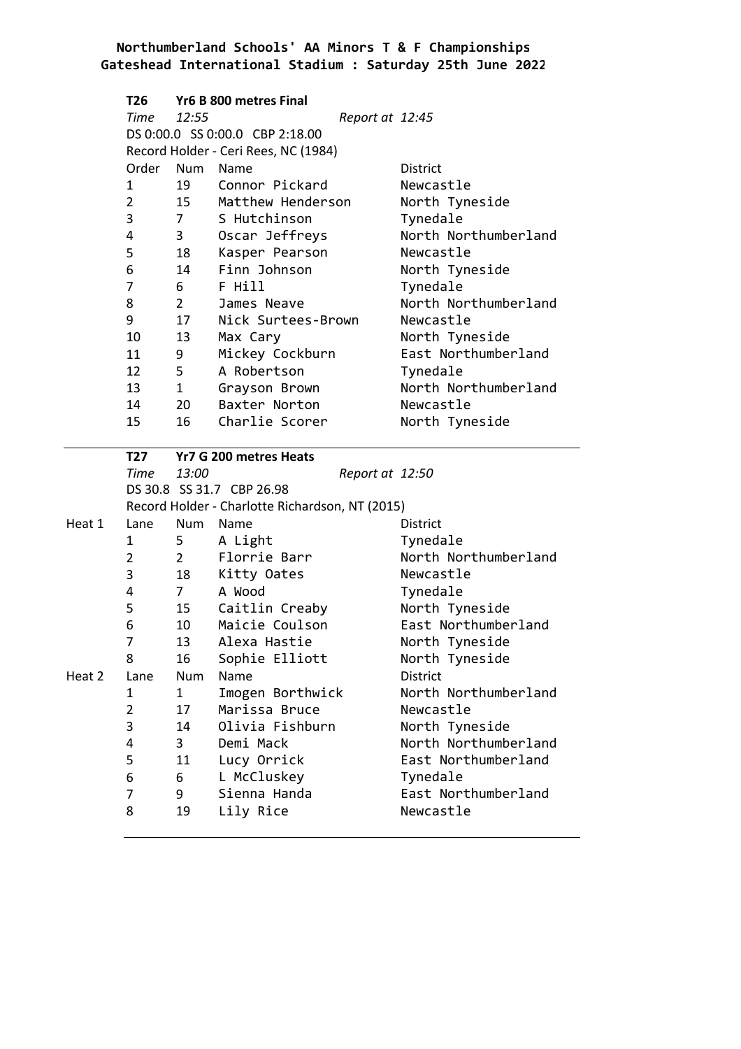**Northumberland Schools' AA Minors T & F Championships**
**Gateshead International Stadium : Saturday 25th June 2022**

### T26 Yr6 B 800 metres Final

*Time* *12:55* *Report at 12:45*

DS 0:00.0 SS 0:00.0 CBP 2:18.00

Record Holder - Ceri Rees, NC (1984)

| Order | Num | Name | District |
|---|---|---|---|
| 1 | 19 | Connor Pickard | Newcastle |
| 2 | 15 | Matthew Henderson | North Tyneside |
| 3 | 7 | S Hutchinson | Tynedale |
| 4 | 3 | Oscar Jeffreys | North Northumberland |
| 5 | 18 | Kasper Pearson | Newcastle |
| 6 | 14 | Finn Johnson | North Tyneside |
| 7 | 6 | F Hill | Tynedale |
| 8 | 2 | James Neave | North Northumberland |
| 9 | 17 | Nick Surtees-Brown | Newcastle |
| 10 | 13 | Max Cary | North Tyneside |
| 11 | 9 | Mickey Cockburn | East Northumberland |
| 12 | 5 | A Robertson | Tynedale |
| 13 | 1 | Grayson Brown | North Northumberland |
| 14 | 20 | Baxter Norton | Newcastle |
| 15 | 16 | Charlie Scorer | North Tyneside |

### T27 Yr7 G 200 metres Heats

*Time* *13:00* *Report at 12:50*

DS 30.8 SS 31.7 CBP 26.98

Record Holder - Charlotte Richardson, NT (2015)

| Heat | Lane | Num | Name | District |
|---|---|---|---|---|
| Heat 1 | 1 | 5 | A Light | Tynedale |
| | 2 | 2 | Florrie Barr | North Northumberland |
| | 3 | 18 | Kitty Oates | Newcastle |
| | 4 | 7 | A Wood | Tynedale |
| | 5 | 15 | Caitlin Creaby | North Tyneside |
| | 6 | 10 | Maicie Coulson | East Northumberland |
| | 7 | 13 | Alexa Hastie | North Tyneside |
| | 8 | 16 | Sophie Elliott | North Tyneside |
| Heat 2 | 1 | 1 | Imogen Borthwick | North Northumberland |
| | 2 | 17 | Marissa Bruce | Newcastle |
| | 3 | 14 | Olivia Fishburn | North Tyneside |
| | 4 | 3 | Demi Mack | North Northumberland |
| | 5 | 11 | Lucy Orrick | East Northumberland |
| | 6 | 6 | L McCluskey | Tynedale |
| | 7 | 9 | Sienna Handa | East Northumberland |
| | 8 | 19 | Lily Rice | Newcastle |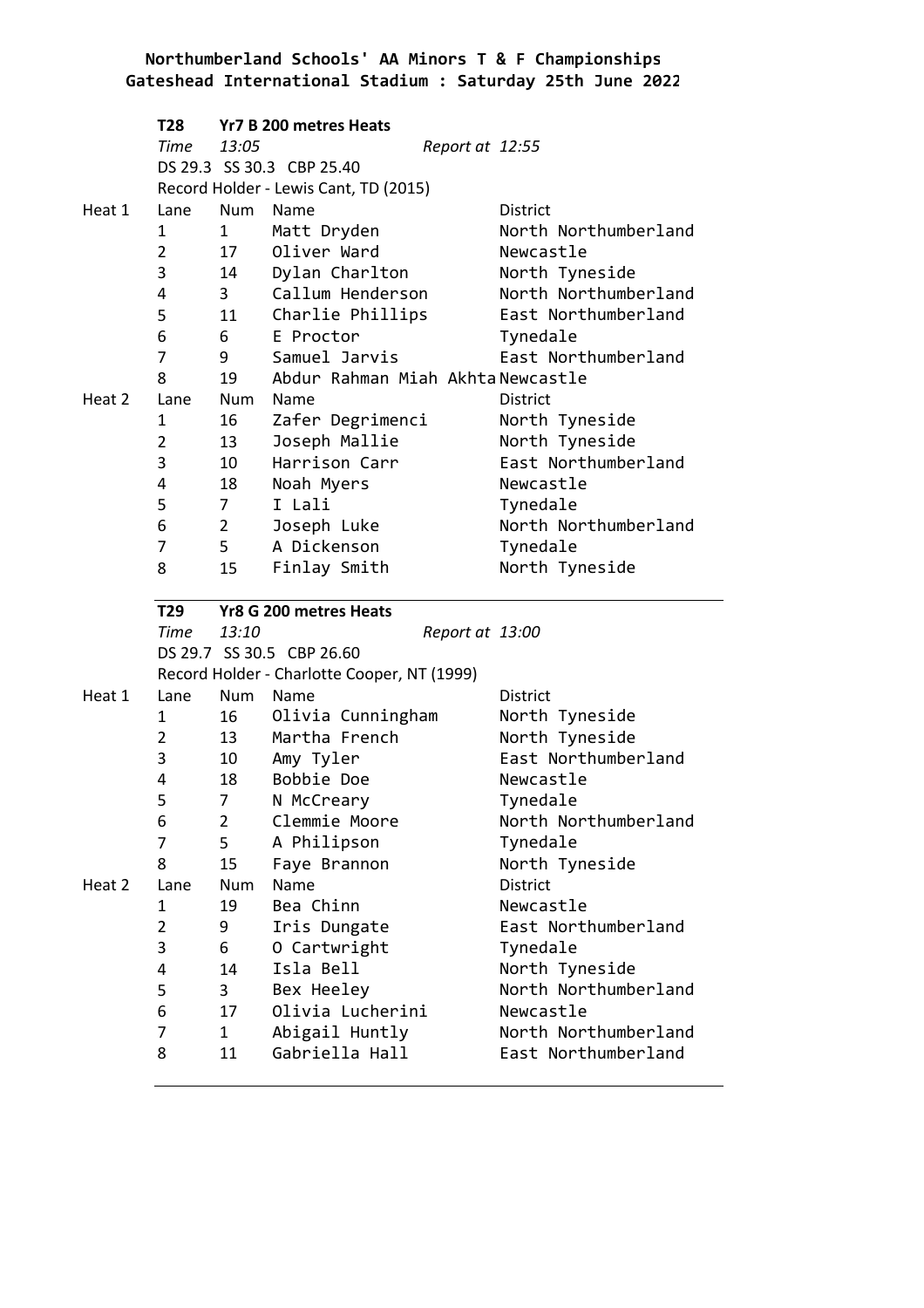**Northumberland Schools' AA Minors T & F Championships**
**Gateshead International Stadium : Saturday 25th June 2022**

### T28 Yr7 B 200 metres Heats

*Time 13:05* *Report at 12:55*

DS 29.3 SS 30.3 CBP 25.40

Record Holder - Lewis Cant, TD (2015)

| Heat | Lane | Num | Name | District |
|---|---|---|---|---|
| Heat 1 | 1 | 1 | Matt Dryden | North Northumberland |
| | 2 | 17 | Oliver Ward | Newcastle |
| | 3 | 14 | Dylan Charlton | North Tyneside |
| | 4 | 3 | Callum Henderson | North Northumberland |
| | 5 | 11 | Charlie Phillips | East Northumberland |
| | 6 | 6 | E Proctor | Tynedale |
| | 7 | 9 | Samuel Jarvis | East Northumberland |
| | 8 | 19 | Abdur Rahman Miah Akhta | Newcastle |
| Heat 2 | 1 | 16 | Zafer Degrimenci | North Tyneside |
| | 2 | 13 | Joseph Mallie | North Tyneside |
| | 3 | 10 | Harrison Carr | East Northumberland |
| | 4 | 18 | Noah Myers | Newcastle |
| | 5 | 7 | I Lali | Tynedale |
| | 6 | 2 | Joseph Luke | North Northumberland |
| | 7 | 5 | A Dickenson | Tynedale |
| | 8 | 15 | Finlay Smith | North Tyneside |

### T29 Yr8 G 200 metres Heats

*Time 13:10* *Report at 13:00*

DS 29.7 SS 30.5 CBP 26.60

Record Holder - Charlotte Cooper, NT (1999)

| Heat | Lane | Num | Name | District |
|---|---|---|---|---|
| Heat 1 | 1 | 16 | Olivia Cunningham | North Tyneside |
| | 2 | 13 | Martha French | North Tyneside |
| | 3 | 10 | Amy Tyler | East Northumberland |
| | 4 | 18 | Bobbie Doe | Newcastle |
| | 5 | 7 | N McCreary | Tynedale |
| | 6 | 2 | Clemmie Moore | North Northumberland |
| | 7 | 5 | A Philipson | Tynedale |
| | 8 | 15 | Faye Brannon | North Tyneside |
| Heat 2 | 1 | 19 | Bea Chinn | Newcastle |
| | 2 | 9 | Iris Dungate | East Northumberland |
| | 3 | 6 | O Cartwright | Tynedale |
| | 4 | 14 | Isla Bell | North Tyneside |
| | 5 | 3 | Bex Heeley | North Northumberland |
| | 6 | 17 | Olivia Lucherini | Newcastle |
| | 7 | 1 | Abigail Huntly | North Northumberland |
| | 8 | 11 | Gabriella Hall | East Northumberland |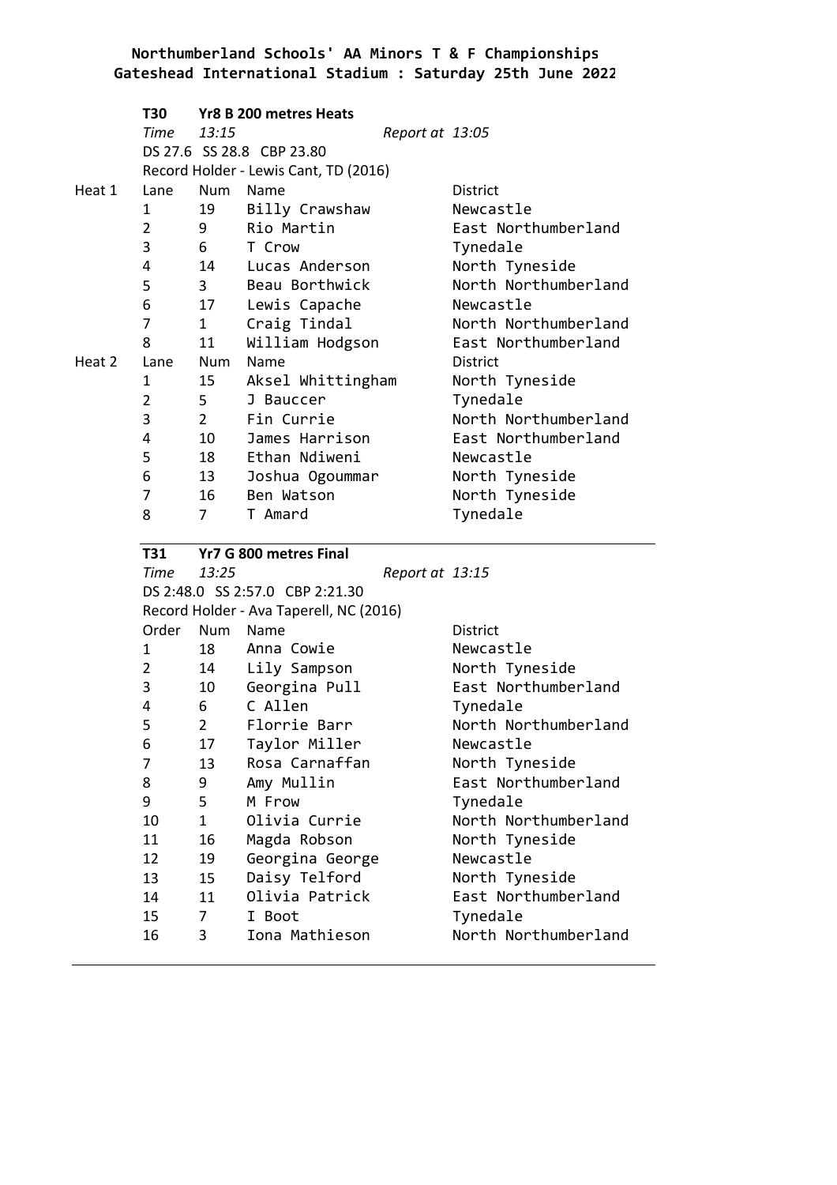**Northumberland Schools' AA Minors T & F Championships**
**Gateshead International Stadium : Saturday 25th June 2022**

### T30 Yr8 B 200 metres Heats

*Time* *13:15* *Report at 13:05*

DS 27.6 SS 28.8 CBP 23.80

Record Holder - Lewis Cant, TD (2016)

| | Lane | Num | Name | District |
|---|---|---|---|---|
| Heat 1 | Lane | Num | Name | District |
| | 1 | 19 | Billy Crawshaw | Newcastle |
| | 2 | 9 | Rio Martin | East Northumberland |
| | 3 | 6 | T Crow | Tynedale |
| | 4 | 14 | Lucas Anderson | North Tyneside |
| | 5 | 3 | Beau Borthwick | North Northumberland |
| | 6 | 17 | Lewis Capache | Newcastle |
| | 7 | 1 | Craig Tindal | North Northumberland |
| | 8 | 11 | William Hodgson | East Northumberland |
| Heat 2 | Lane | Num | Name | District |
| | 1 | 15 | Aksel Whittingham | North Tyneside |
| | 2 | 5 | J Bauccer | Tynedale |
| | 3 | 2 | Fin Currie | North Northumberland |
| | 4 | 10 | James Harrison | East Northumberland |
| | 5 | 18 | Ethan Ndiweni | Newcastle |
| | 6 | 13 | Joshua Ogoummar | North Tyneside |
| | 7 | 16 | Ben Watson | North Tyneside |
| | 8 | 7 | T Amard | Tynedale |

### T31 Yr7 G 800 metres Final

*Time* *13:25* *Report at 13:15*

DS 2:48.0 SS 2:57.0 CBP 2:21.30

Record Holder - Ava Taperell, NC (2016)

| Order | Num | Name | District |
|---|---|---|---|
| 1 | 18 | Anna Cowie | Newcastle |
| 2 | 14 | Lily Sampson | North Tyneside |
| 3 | 10 | Georgina Pull | East Northumberland |
| 4 | 6 | C Allen | Tynedale |
| 5 | 2 | Florrie Barr | North Northumberland |
| 6 | 17 | Taylor Miller | Newcastle |
| 7 | 13 | Rosa Carnaffan | North Tyneside |
| 8 | 9 | Amy Mullin | East Northumberland |
| 9 | 5 | M Frow | Tynedale |
| 10 | 1 | Olivia Currie | North Northumberland |
| 11 | 16 | Magda Robson | North Tyneside |
| 12 | 19 | Georgina George | Newcastle |
| 13 | 15 | Daisy Telford | North Tyneside |
| 14 | 11 | Olivia Patrick | East Northumberland |
| 15 | 7 | I Boot | Tynedale |
| 16 | 3 | Iona Mathieson | North Northumberland |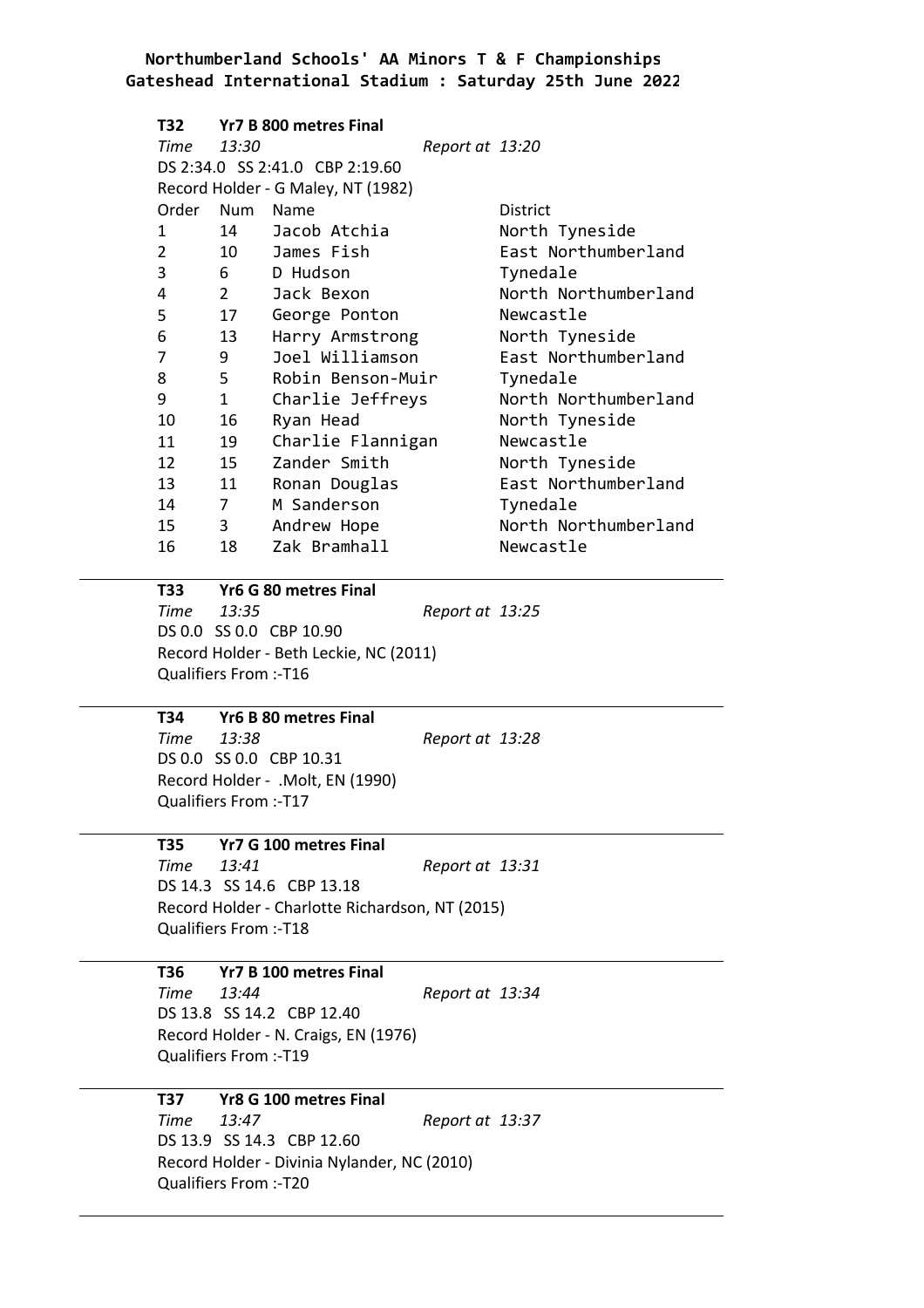**Northumberland Schools' AA Minors T & F Championships**
**Gateshead International Stadium : Saturday 25th June 2022**

**T32 Yr7 B 800 metres Final**

*Time 13:30* *Report at 13:20*

DS 2:34.0 SS 2:41.0 CBP 2:19.60

Record Holder - G Maley, NT (1982)

| Order | Num | Name | District |
|---|---|---|---|
| 1 | 14 | Jacob Atchia | North Tyneside |
| 2 | 10 | James Fish | East Northumberland |
| 3 | 6 | D Hudson | Tynedale |
| 4 | 2 | Jack Bexon | North Northumberland |
| 5 | 17 | George Ponton | Newcastle |
| 6 | 13 | Harry Armstrong | North Tyneside |
| 7 | 9 | Joel Williamson | East Northumberland |
| 8 | 5 | Robin Benson-Muir | Tynedale |
| 9 | 1 | Charlie Jeffreys | North Northumberland |
| 10 | 16 | Ryan Head | North Tyneside |
| 11 | 19 | Charlie Flannigan | Newcastle |
| 12 | 15 | Zander Smith | North Tyneside |
| 13 | 11 | Ronan Douglas | East Northumberland |
| 14 | 7 | M Sanderson | Tynedale |
| 15 | 3 | Andrew Hope | North Northumberland |
| 16 | 18 | Zak Bramhall | Newcastle |

---

**T33 Yr6 G 80 metres Final**

*Time 13:35* *Report at 13:25*

DS 0.0 SS 0.0 CBP 10.90

Record Holder - Beth Leckie, NC (2011)

Qualifiers From :-T16

---

**T34 Yr6 B 80 metres Final**

*Time 13:38* *Report at 13:28*

DS 0.0 SS 0.0 CBP 10.31

Record Holder - .Molt, EN (1990)

Qualifiers From :-T17

---

**T35 Yr7 G 100 metres Final**

*Time 13:41* *Report at 13:31*

DS 14.3 SS 14.6 CBP 13.18

Record Holder - Charlotte Richardson, NT (2015)

Qualifiers From :-T18

---

**T36 Yr7 B 100 metres Final**

*Time 13:44* *Report at 13:34*

DS 13.8 SS 14.2 CBP 12.40

Record Holder - N. Craigs, EN (1976)

Qualifiers From :-T19

---

**T37 Yr8 G 100 metres Final**

*Time 13:47* *Report at 13:37*

DS 13.9 SS 14.3 CBP 12.60

Record Holder - Divinia Nylander, NC (2010)

Qualifiers From :-T20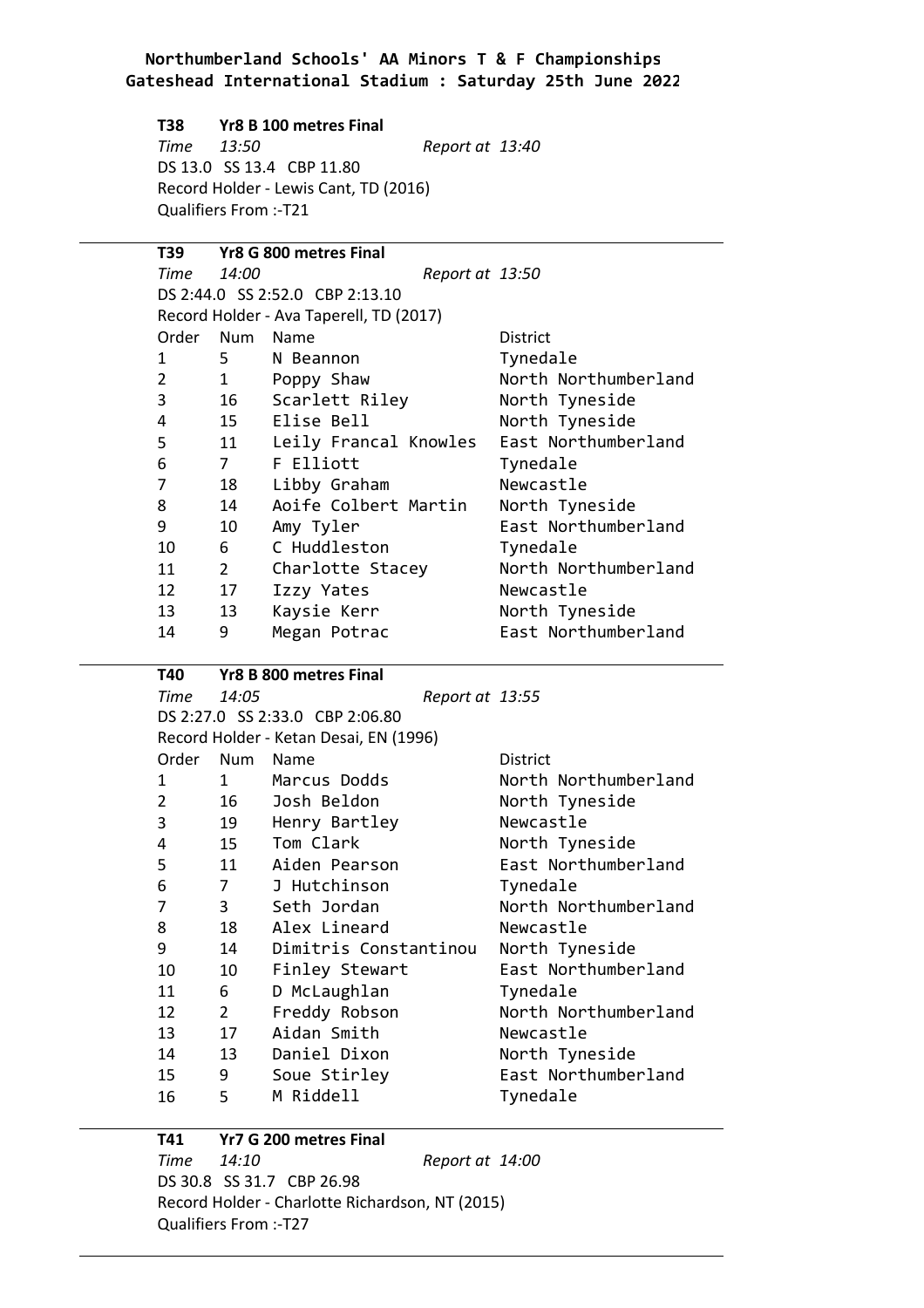**Northumberland Schools' AA Minors T & F Championships**
**Gateshead International Stadium : Saturday 25th June 2022**

**T38 Yr8 B 100 metres Final**

*Time 13:50* *Report at 13:40*

DS 13.0 SS 13.4 CBP 11.80

Record Holder - Lewis Cant, TD (2016)

Qualifiers From :-T21

---

**T39 Yr8 G 800 metres Final**

*Time 14:00* *Report at 13:50*

DS 2:44.0 SS 2:52.0 CBP 2:13.10

Record Holder - Ava Taperell, TD (2017)

| Order | Num | Name | District |
|---|---|---|---|
| 1 | 5 | N Beannon | Tynedale |
| 2 | 1 | Poppy Shaw | North Northumberland |
| 3 | 16 | Scarlett Riley | North Tyneside |
| 4 | 15 | Elise Bell | North Tyneside |
| 5 | 11 | Leily Francal Knowles | East Northumberland |
| 6 | 7 | F Elliott | Tynedale |
| 7 | 18 | Libby Graham | Newcastle |
| 8 | 14 | Aoife Colbert Martin | North Tyneside |
| 9 | 10 | Amy Tyler | East Northumberland |
| 10 | 6 | C Huddleston | Tynedale |
| 11 | 2 | Charlotte Stacey | North Northumberland |
| 12 | 17 | Izzy Yates | Newcastle |
| 13 | 13 | Kaysie Kerr | North Tyneside |
| 14 | 9 | Megan Potrac | East Northumberland |

---

**T40 Yr8 B 800 metres Final**

*Time 14:05* *Report at 13:55*

DS 2:27.0 SS 2:33.0 CBP 2:06.80

Record Holder - Ketan Desai, EN (1996)

| Order | Num | Name | District |
|---|---|---|---|
| 1 | 1 | Marcus Dodds | North Northumberland |
| 2 | 16 | Josh Beldon | North Tyneside |
| 3 | 19 | Henry Bartley | Newcastle |
| 4 | 15 | Tom Clark | North Tyneside |
| 5 | 11 | Aiden Pearson | East Northumberland |
| 6 | 7 | J Hutchinson | Tynedale |
| 7 | 3 | Seth Jordan | North Northumberland |
| 8 | 18 | Alex Lineard | Newcastle |
| 9 | 14 | Dimitris Constantinou | North Tyneside |
| 10 | 10 | Finley Stewart | East Northumberland |
| 11 | 6 | D McLaughlan | Tynedale |
| 12 | 2 | Freddy Robson | North Northumberland |
| 13 | 17 | Aidan Smith | Newcastle |
| 14 | 13 | Daniel Dixon | North Tyneside |
| 15 | 9 | Soue Stirley | East Northumberland |
| 16 | 5 | M Riddell | Tynedale |

---

**T41 Yr7 G 200 metres Final**

*Time 14:10* *Report at 14:00*

DS 30.8 SS 31.7 CBP 26.98

Record Holder - Charlotte Richardson, NT (2015)

Qualifiers From :-T27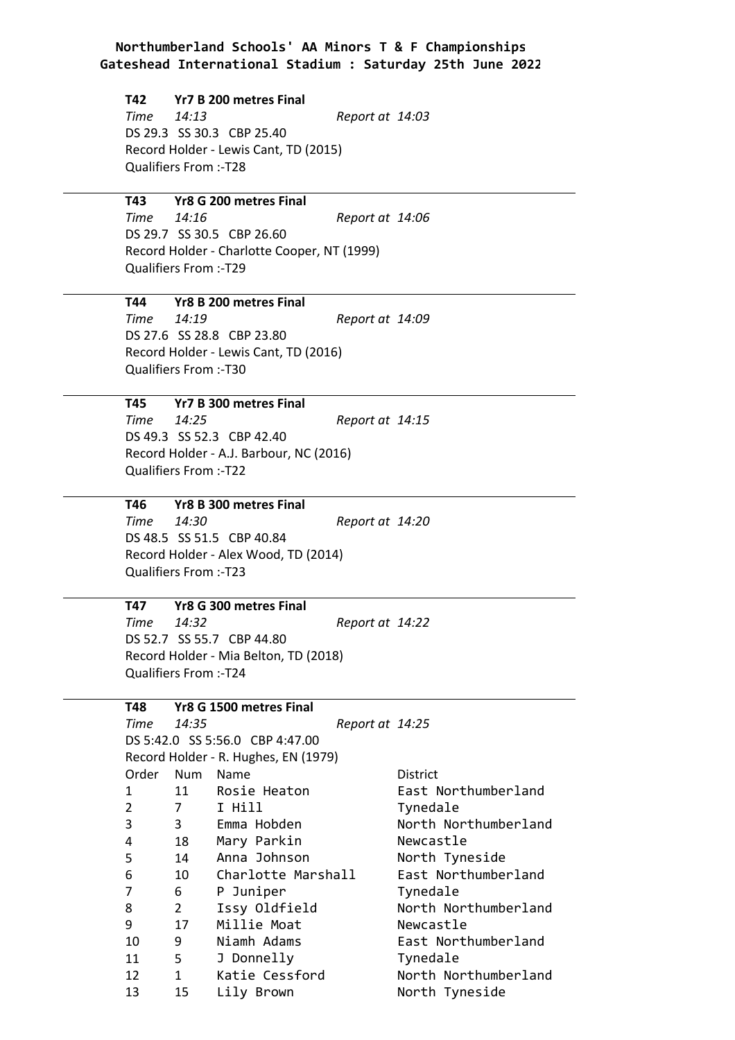**Northumberland Schools' AA Minors T & F Championships**
**Gateshead International Stadium : Saturday 25th June 2022**

### T42 Yr7 B 200 metres Final

*Time 14:13* *Report at 14:03*

DS 29.3 SS 30.3 CBP 25.40

Record Holder - Lewis Cant, TD (2015)

Qualifiers From :-T28

---

### T43 Yr8 G 200 metres Final

*Time 14:16* *Report at 14:06*

DS 29.7 SS 30.5 CBP 26.60

Record Holder - Charlotte Cooper, NT (1999)

Qualifiers From :-T29

---

### T44 Yr8 B 200 metres Final

*Time 14:19* *Report at 14:09*

DS 27.6 SS 28.8 CBP 23.80

Record Holder - Lewis Cant, TD (2016)

Qualifiers From :-T30

---

### T45 Yr7 B 300 metres Final

*Time 14:25* *Report at 14:15*

DS 49.3 SS 52.3 CBP 42.40

Record Holder - A.J. Barbour, NC (2016)

Qualifiers From :-T22

---

### T46 Yr8 B 300 metres Final

*Time 14:30* *Report at 14:20*

DS 48.5 SS 51.5 CBP 40.84

Record Holder - Alex Wood, TD (2014)

Qualifiers From :-T23

---

### T47 Yr8 G 300 metres Final

*Time 14:32* *Report at 14:22*

DS 52.7 SS 55.7 CBP 44.80

Record Holder - Mia Belton, TD (2018)

Qualifiers From :-T24

---

### T48 Yr8 G 1500 metres Final

*Time 14:35* *Report at 14:25*

DS 5:42.0 SS 5:56.0 CBP 4:47.00

Record Holder - R. Hughes, EN (1979)

| Order | Num | Name | District |
|---|---|---|---|
| 1 | 11 | Rosie Heaton | East Northumberland |
| 2 | 7 | I Hill | Tynedale |
| 3 | 3 | Emma Hobden | North Northumberland |
| 4 | 18 | Mary Parkin | Newcastle |
| 5 | 14 | Anna Johnson | North Tyneside |
| 6 | 10 | Charlotte Marshall | East Northumberland |
| 7 | 6 | P Juniper | Tynedale |
| 8 | 2 | Issy Oldfield | North Northumberland |
| 9 | 17 | Millie Moat | Newcastle |
| 10 | 9 | Niamh Adams | East Northumberland |
| 11 | 5 | J Donnelly | Tynedale |
| 12 | 1 | Katie Cessford | North Northumberland |
| 13 | 15 | Lily Brown | North Tyneside |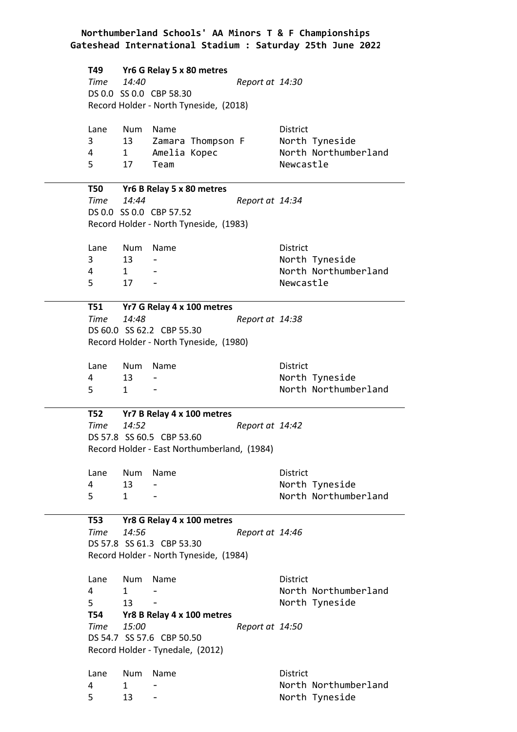**Northumberland Schools' AA Minors T & F Championships**
**Gateshead International Stadium : Saturday 25th June 2022**

**T49 Yr6 G Relay 5 x 80 metres**

*Time 14:40* *Report at 14:30*

DS 0.0 SS 0.0 CBP 58.30

Record Holder - North Tyneside, (2018)

| Lane | Num | Name | District |
|---|---|---|---|
| 3 | 13 | Zamara Thompson F | North Tyneside |
| 4 | 1 | Amelia Kopec | North Northumberland |
| 5 | 17 | Team | Newcastle |

---

**T50 Yr6 B Relay 5 x 80 metres**

*Time 14:44* *Report at 14:34*

DS 0.0 SS 0.0 CBP 57.52

Record Holder - North Tyneside, (1983)

| Lane | Num | Name | District |
|---|---|---|---|
| 3 | 13 | - | North Tyneside |
| 4 | 1 | - | North Northumberland |
| 5 | 17 | - | Newcastle |

---

**T51 Yr7 G Relay 4 x 100 metres**

*Time 14:48* *Report at 14:38*

DS 60.0 SS 62.2 CBP 55.30

Record Holder - North Tyneside, (1980)

| Lane | Num | Name | District |
|---|---|---|---|
| 4 | 13 | - | North Tyneside |
| 5 | 1 | - | North Northumberland |

---

**T52 Yr7 B Relay 4 x 100 metres**

*Time 14:52* *Report at 14:42*

DS 57.8 SS 60.5 CBP 53.60

Record Holder - East Northumberland, (1984)

| Lane | Num | Name | District |
|---|---|---|---|
| 4 | 13 | - | North Tyneside |
| 5 | 1 | - | North Northumberland |

---

**T53 Yr8 G Relay 4 x 100 metres**

*Time 14:56* *Report at 14:46*

DS 57.8 SS 61.3 CBP 53.30

Record Holder - North Tyneside, (1984)

| Lane | Num | Name | District |
|---|---|---|---|
| 4 | 1 | - | North Northumberland |
| 5 | 13 | - | North Tyneside |

**T54 Yr8 B Relay 4 x 100 metres**

*Time 15:00* *Report at 14:50*

DS 54.7 SS 57.6 CBP 50.50

Record Holder - Tynedale, (2012)

| Lane | Num | Name | District |
|---|---|---|---|
| 4 | 1 | - | North Northumberland |
| 5 | 13 | - | North Tyneside |